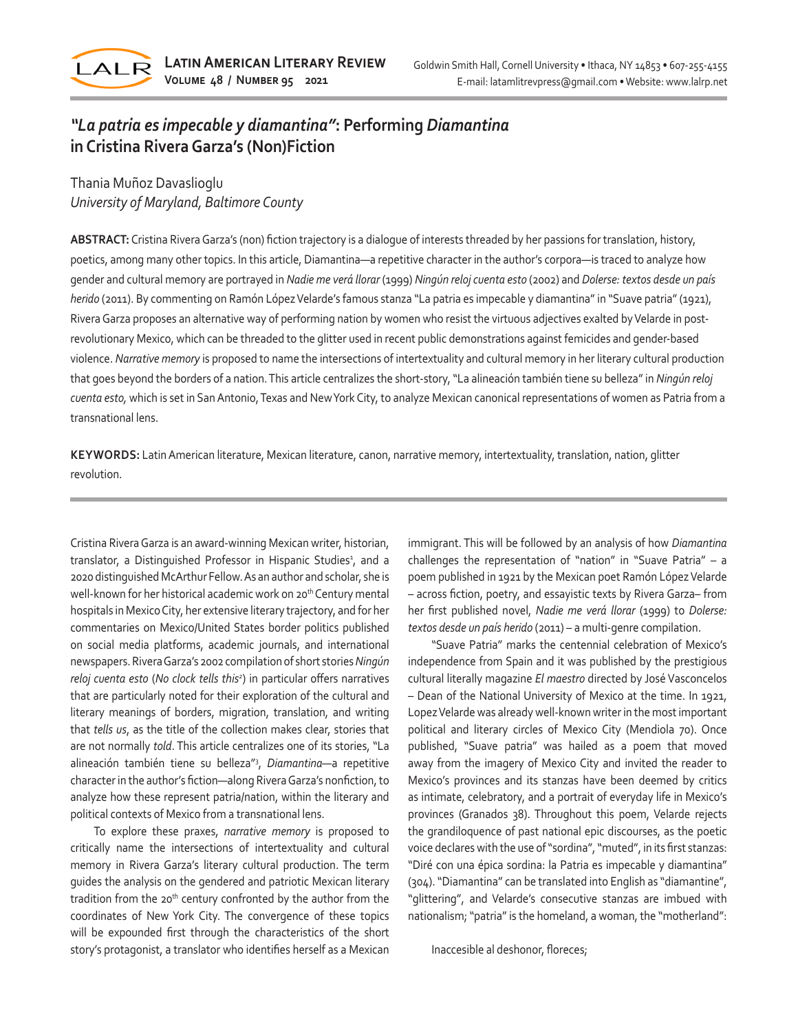# *"La patria es impecable y diamantina"*: Performing *Diamantina* in Cristina Rivera Garza's (Non)Fiction

Thania Muñoz Davaslioglu
*University of Maryland, Baltimore County*

**ABSTRACT:** Cristina Rivera Garza's (non) fiction trajectory is a dialogue of interests threaded by her passions for translation, history, poetics, among many other topics. In this article, Diamantina—a repetitive character in the author's corpora—is traced to analyze how gender and cultural memory are portrayed in *Nadie me verá llorar* (1999) *Ningún reloj cuenta esto* (2002) and *Dolerse: textos desde un país herido* (2011). By commenting on Ramón López Velarde's famous stanza "La patria es impecable y diamantina" in "Suave patria" (1921), Rivera Garza proposes an alternative way of performing nation by women who resist the virtuous adjectives exalted by Velarde in post-revolutionary Mexico, which can be threaded to the glitter used in recent public demonstrations against femicides and gender-based violence. *Narrative memory* is proposed to name the intersections of intertextuality and cultural memory in her literary cultural production that goes beyond the borders of a nation. This article centralizes the short-story, "La alineación también tiene su belleza" in *Ningún reloj cuenta esto,* which is set in San Antonio, Texas and New York City, to analyze Mexican canonical representations of women as Patria from a transnational lens.

**KEYWORDS:** Latin American literature, Mexican literature, canon, narrative memory, intertextuality, translation, nation, glitter revolution.

Cristina Rivera Garza is an award-winning Mexican writer, historian, translator, a Distinguished Professor in Hispanic Studies[1], and a 2020 distinguished McArthur Fellow. As an author and scholar, she is well-known for her historical academic work on 20th Century mental hospitals in Mexico City, her extensive literary trajectory, and for her commentaries on Mexico/United States border politics published on social media platforms, academic journals, and international newspapers. Rivera Garza's 2002 compilation of short stories *Ningún reloj cuenta esto* (*No clock tells this*[2]) in particular offers narratives that are particularly noted for their exploration of the cultural and literary meanings of borders, migration, translation, and writing that *tells us*, as the title of the collection makes clear, stories that are not normally *told*. This article centralizes one of its stories, "La alineación también tiene su belleza"[3], *Diamantina*—a repetitive character in the author's fiction—along Rivera Garza's nonfiction, to analyze how these represent patria/nation, within the literary and political contexts of Mexico from a transnational lens.

To explore these praxes, *narrative memory* is proposed to critically name the intersections of intertextuality and cultural memory in Rivera Garza's literary cultural production. The term guides the analysis on the gendered and patriotic Mexican literary tradition from the 20th century confronted by the author from the coordinates of New York City. The convergence of these topics will be expounded first through the characteristics of the short story's protagonist, a translator who identifies herself as a Mexican immigrant. This will be followed by an analysis of how *Diamantina* challenges the representation of "nation" in "Suave Patria" – a poem published in 1921 by the Mexican poet Ramón López Velarde – across fiction, poetry, and essayistic texts by Rivera Garza– from her first published novel, *Nadie me verá llorar* (1999) to *Dolerse: textos desde un país herido* (2011) – a multi-genre compilation.

"Suave Patria" marks the centennial celebration of Mexico's independence from Spain and it was published by the prestigious cultural literally magazine *El maestro* directed by José Vasconcelos – Dean of the National University of Mexico at the time. In 1921, Lopez Velarde was already well-known writer in the most important political and literary circles of Mexico City (Mendiola 70). Once published, "Suave patria" was hailed as a poem that moved away from the imagery of Mexico City and invited the reader to Mexico's provinces and its stanzas have been deemed by critics as intimate, celebratory, and a portrait of everyday life in Mexico's provinces (Granados 38). Throughout this poem, Velarde rejects the grandiloquence of past national epic discourses, as the poetic voice declares with the use of "sordina", "muted", in its first stanzas: "Diré con una épica sordina: la Patria es impecable y diamantina" (304). "Diamantina" can be translated into English as "diamantine", "glittering", and Velarde's consecutive stanzas are imbued with nationalism; "patria" is the homeland, a woman, the "motherland":

> Inaccesible al deshonor, floreces;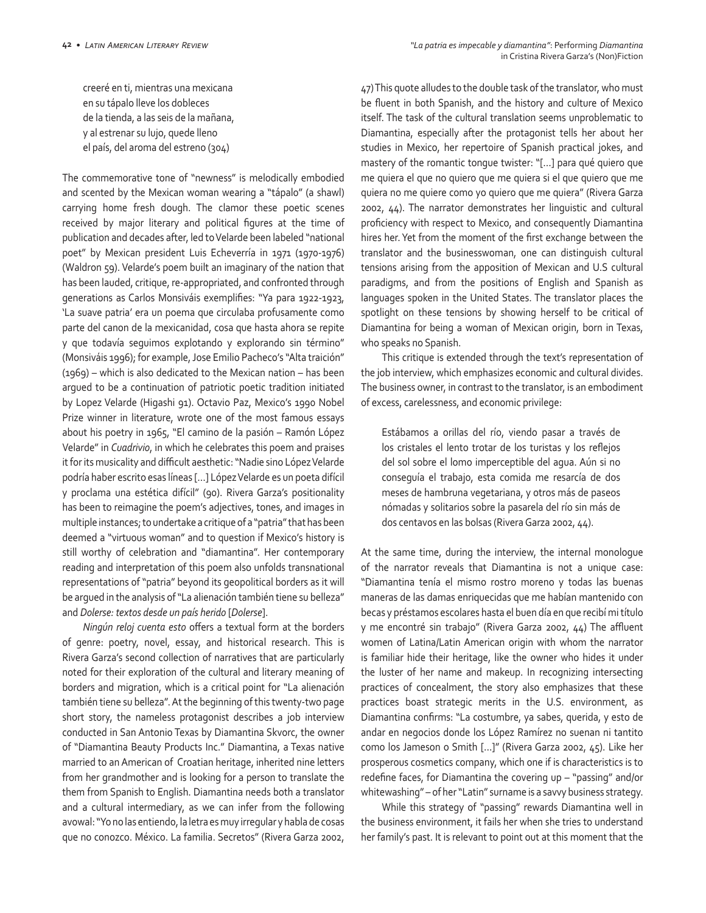creeré en ti, mientras una mexicana
en su tápalo lleve los dobleces
de la tienda, a las seis de la mañana,
y al estrenar su lujo, quede lleno
el país, del aroma del estreno (304)

The commemorative tone of "newness" is melodically embodied and scented by the Mexican woman wearing a "tápalo" (a shawl) carrying home fresh dough. The clamor these poetic scenes received by major literary and political figures at the time of publication and decades after, led to Velarde been labeled "national poet" by Mexican president Luis Echeverría in 1971 (1970-1976) (Waldron 59). Velarde's poem built an imaginary of the nation that has been lauded, critique, re-appropriated, and confronted through generations as Carlos Monsiváis exemplifies: "Ya para 1922-1923, 'La suave patria' era un poema que circulaba profusamente como parte del canon de la mexicanidad, cosa que hasta ahora se repite y que todavía seguimos explotando y explorando sin término" (Monsiváis 1996); for example, Jose Emilio Pacheco's "Alta traición" (1969) – which is also dedicated to the Mexican nation – has been argued to be a continuation of patriotic poetic tradition initiated by Lopez Velarde (Higashi 91). Octavio Paz, Mexico's 1990 Nobel Prize winner in literature, wrote one of the most famous essays about his poetry in 1965, "El camino de la pasión – Ramón López Velarde" in *Cuadrivio*, in which he celebrates this poem and praises it for its musicality and difficult aesthetic: "Nadie sino López Velarde podría haber escrito esas líneas […] López Velarde es un poeta difícil y proclama una estética difícil" (90). Rivera Garza's positionality has been to reimagine the poem's adjectives, tones, and images in multiple instances; to undertake a critique of a "patria" that has been deemed a "virtuous woman" and to question if Mexico's history is still worthy of celebration and "diamantina". Her contemporary reading and interpretation of this poem also unfolds transnational representations of "patria" beyond its geopolitical borders as it will be argued in the analysis of "La alienación también tiene su belleza" and *Dolerse: textos desde un país herido* [*Dolerse*].

*Ningún reloj cuenta esto* offers a textual form at the borders of genre: poetry, novel, essay, and historical research. This is Rivera Garza's second collection of narratives that are particularly noted for their exploration of the cultural and literary meaning of borders and migration, which is a critical point for "La alienación también tiene su belleza". At the beginning of this twenty-two page short story, the nameless protagonist describes a job interview conducted in San Antonio Texas by Diamantina Skvorc, the owner of "Diamantina Beauty Products Inc." Diamantina, a Texas native married to an American of Croatian heritage, inherited nine letters from her grandmother and is looking for a person to translate the them from Spanish to English. Diamantina needs both a translator and a cultural intermediary, as we can infer from the following avowal: "Yo no las entiendo, la letra es muy irregular y habla de cosas que no conozco. México. La familia. Secretos" (Rivera Garza 2002, 47) This quote alludes to the double task of the translator, who must be fluent in both Spanish, and the history and culture of Mexico itself. The task of the cultural translation seems unproblematic to Diamantina, especially after the protagonist tells her about her studies in Mexico, her repertoire of Spanish practical jokes, and mastery of the romantic tongue twister: "[…] para qué quiero que me quiera el que no quiero que me quiera si el que quiero que me quiera no me quiere como yo quiero que me quiera" (Rivera Garza 2002, 44). The narrator demonstrates her linguistic and cultural proficiency with respect to Mexico, and consequently Diamantina hires her. Yet from the moment of the first exchange between the translator and the businesswoman, one can distinguish cultural tensions arising from the apposition of Mexican and U.S cultural paradigms, and from the positions of English and Spanish as languages spoken in the United States. The translator places the spotlight on these tensions by showing herself to be critical of Diamantina for being a woman of Mexican origin, born in Texas, who speaks no Spanish.

This critique is extended through the text's representation of the job interview, which emphasizes economic and cultural divides. The business owner, in contrast to the translator, is an embodiment of excess, carelessness, and economic privilege:

> Estábamos a orillas del río, viendo pasar a través de los cristales el lento trotar de los turistas y los reflejos del sol sobre el lomo imperceptible del agua. Aún si no conseguía el trabajo, esta comida me resarcía de dos meses de hambruna vegetariana, y otros más de paseos nómadas y solitarios sobre la pasarela del río sin más de dos centavos en las bolsas (Rivera Garza 2002, 44).

At the same time, during the interview, the internal monologue of the narrator reveals that Diamantina is not a unique case: "Diamantina tenía el mismo rostro moreno y todas las buenas maneras de las damas enriquecidas que me habían mantenido con becas y préstamos escolares hasta el buen día en que recibí mi título y me encontré sin trabajo" (Rivera Garza 2002, 44) The affluent women of Latina/Latin American origin with whom the narrator is familiar hide their heritage, like the owner who hides it under the luster of her name and makeup. In recognizing intersecting practices of concealment, the story also emphasizes that these practices boast strategic merits in the U.S. environment, as Diamantina confirms: "La costumbre, ya sabes, querida, y esto de andar en negocios donde los López Ramírez no suenan ni tantito como los Jameson o Smith […]" (Rivera Garza 2002, 45). Like her prosperous cosmetics company, which one if is characteristics is to redefine faces, for Diamantina the covering up – "passing" and/or whitewashing" – of her "Latin" surname is a savvy business strategy.

While this strategy of "passing" rewards Diamantina well in the business environment, it fails her when she tries to understand her family's past. It is relevant to point out at this moment that the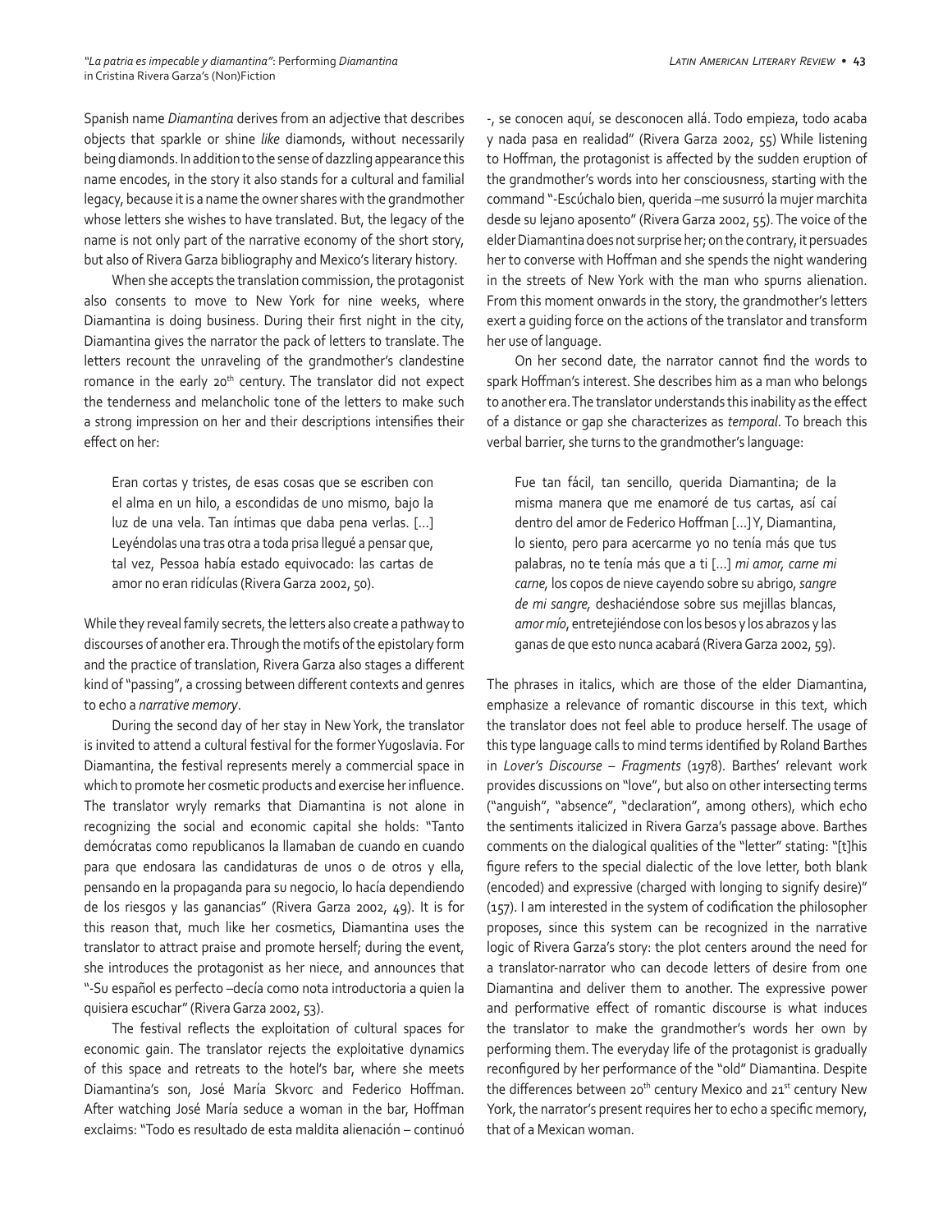Spanish name *Diamantina* derives from an adjective that describes objects that sparkle or shine *like* diamonds, without necessarily being diamonds. In addition to the sense of dazzling appearance this name encodes, in the story it also stands for a cultural and familial legacy, because it is a name the owner shares with the grandmother whose letters she wishes to have translated. But, the legacy of the name is not only part of the narrative economy of the short story, but also of Rivera Garza bibliography and Mexico's literary history.

When she accepts the translation commission, the protagonist also consents to move to New York for nine weeks, where Diamantina is doing business. During their first night in the city, Diamantina gives the narrator the pack of letters to translate. The letters recount the unraveling of the grandmother's clandestine romance in the early 20th century. The translator did not expect the tenderness and melancholic tone of the letters to make such a strong impression on her and their descriptions intensifies their effect on her:

> Eran cortas y tristes, de esas cosas que se escriben con el alma en un hilo, a escondidas de uno mismo, bajo la luz de una vela. Tan íntimas que daba pena verlas. […] Leyéndolas una tras otra a toda prisa llegué a pensar que, tal vez, Pessoa había estado equivocado: las cartas de amor no eran ridículas (Rivera Garza 2002, 50).

While they reveal family secrets, the letters also create a pathway to discourses of another era. Through the motifs of the epistolary form and the practice of translation, Rivera Garza also stages a different kind of "passing", a crossing between different contexts and genres to echo a *narrative memory*.

During the second day of her stay in New York, the translator is invited to attend a cultural festival for the former Yugoslavia. For Diamantina, the festival represents merely a commercial space in which to promote her cosmetic products and exercise her influence. The translator wryly remarks that Diamantina is not alone in recognizing the social and economic capital she holds: "Tanto demócratas como republicanos la llamaban de cuando en cuando para que endosara las candidaturas de unos o de otros y ella, pensando en la propaganda para su negocio, lo hacía dependiendo de los riesgos y las ganancias" (Rivera Garza 2002, 49). It is for this reason that, much like her cosmetics, Diamantina uses the translator to attract praise and promote herself; during the event, she introduces the protagonist as her niece, and announces that "-Su español es perfecto –decía como nota introductoria a quien la quisiera escuchar" (Rivera Garza 2002, 53).

The festival reflects the exploitation of cultural spaces for economic gain. The translator rejects the exploitative dynamics of this space and retreats to the hotel's bar, where she meets Diamantina's son, José María Skvorc and Federico Hoffman. After watching José María seduce a woman in the bar, Hoffman exclaims: "Todo es resultado de esta maldita alienación – continuó -, se conocen aquí, se desconocen allá. Todo empieza, todo acaba y nada pasa en realidad" (Rivera Garza 2002, 55) While listening to Hoffman, the protagonist is affected by the sudden eruption of the grandmother's words into her consciousness, starting with the command "-Escúchalo bien, querida –me susurró la mujer marchita desde su lejano aposento" (Rivera Garza 2002, 55). The voice of the elder Diamantina does not surprise her; on the contrary, it persuades her to converse with Hoffman and she spends the night wandering in the streets of New York with the man who spurns alienation. From this moment onwards in the story, the grandmother's letters exert a guiding force on the actions of the translator and transform her use of language.

On her second date, the narrator cannot find the words to spark Hoffman's interest. She describes him as a man who belongs to another era. The translator understands this inability as the effect of a distance or gap she characterizes as *temporal*. To breach this verbal barrier, she turns to the grandmother's language:

> Fue tan fácil, tan sencillo, querida Diamantina; de la misma manera que me enamoré de tus cartas, así caí dentro del amor de Federico Hoffman […] Y, Diamantina, lo siento, pero para acercarme yo no tenía más que tus palabras, no te tenía más que a ti […] *mi amor, carne mi carne,* los copos de nieve cayendo sobre su abrigo, *sangre de mi sangre,* deshaciéndose sobre sus mejillas blancas, *amor mío*, entretejiéndose con los besos y los abrazos y las ganas de que esto nunca acabará (Rivera Garza 2002, 59).

The phrases in italics, which are those of the elder Diamantina, emphasize a relevance of romantic discourse in this text, which the translator does not feel able to produce herself. The usage of this type language calls to mind terms identified by Roland Barthes in *Lover's Discourse – Fragments* (1978). Barthes' relevant work provides discussions on "love", but also on other intersecting terms ("anguish", "absence", "declaration", among others), which echo the sentiments italicized in Rivera Garza's passage above. Barthes comments on the dialogical qualities of the "letter" stating: "[t]his figure refers to the special dialectic of the love letter, both blank (encoded) and expressive (charged with longing to signify desire)" (157). I am interested in the system of codification the philosopher proposes, since this system can be recognized in the narrative logic of Rivera Garza's story: the plot centers around the need for a translator-narrator who can decode letters of desire from one Diamantina and deliver them to another. The expressive power and performative effect of romantic discourse is what induces the translator to make the grandmother's words her own by performing them. The everyday life of the protagonist is gradually reconfigured by her performance of the "old" Diamantina. Despite the differences between 20th century Mexico and 21st century New York, the narrator's present requires her to echo a specific memory, that of a Mexican woman.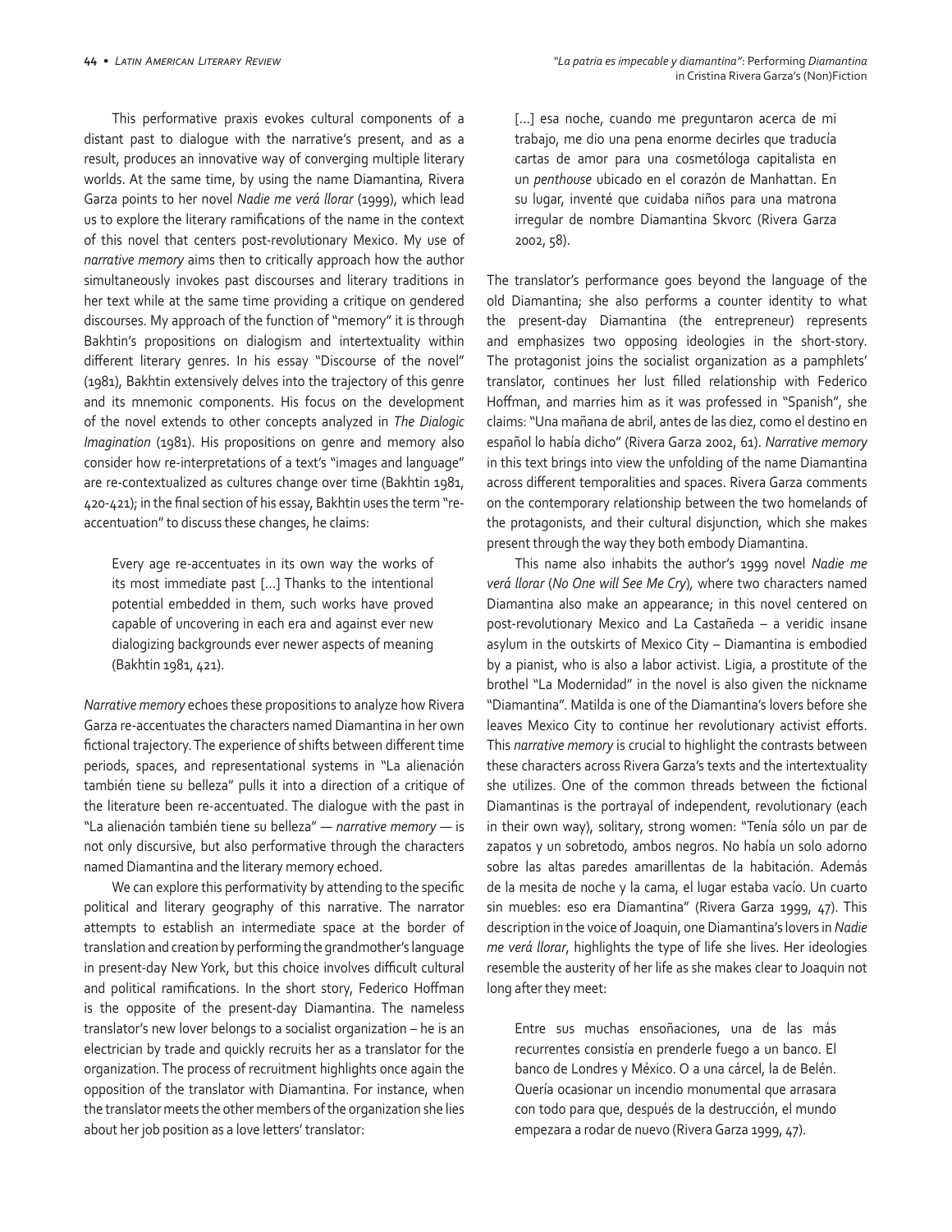This performative praxis evokes cultural components of a distant past to dialogue with the narrative's present, and as a result, produces an innovative way of converging multiple literary worlds. At the same time, by using the name Diamantina, Rivera Garza points to her novel *Nadie me verá llorar* (1999), which lead us to explore the literary ramifications of the name in the context of this novel that centers post-revolutionary Mexico. My use of *narrative memory* aims then to critically approach how the author simultaneously invokes past discourses and literary traditions in her text while at the same time providing a critique on gendered discourses. My approach of the function of "memory" it is through Bakhtin's propositions on dialogism and intertextuality within different literary genres. In his essay "Discourse of the novel" (1981), Bakhtin extensively delves into the trajectory of this genre and its mnemonic components. His focus on the development of the novel extends to other concepts analyzed in *The Dialogic Imagination* (1981). His propositions on genre and memory also consider how re-interpretations of a text's "images and language" are re-contextualized as cultures change over time (Bakhtin 1981, 420-421); in the final section of his essay, Bakhtin uses the term "re-accentuation" to discuss these changes, he claims:

> Every age re-accentuates in its own way the works of its most immediate past […] Thanks to the intentional potential embedded in them, such works have proved capable of uncovering in each era and against ever new dialogizing backgrounds ever newer aspects of meaning (Bakhtin 1981, 421).

*Narrative memory* echoes these propositions to analyze how Rivera Garza re-accentuates the characters named Diamantina in her own fictional trajectory. The experience of shifts between different time periods, spaces, and representational systems in "La alienación también tiene su belleza" pulls it into a direction of a critique of the literature been re-accentuated. The dialogue with the past in "La alienación también tiene su belleza" — *narrative memory* — is not only discursive, but also performative through the characters named Diamantina and the literary memory echoed.

We can explore this performativity by attending to the specific political and literary geography of this narrative. The narrator attempts to establish an intermediate space at the border of translation and creation by performing the grandmother's language in present-day New York, but this choice involves difficult cultural and political ramifications. In the short story, Federico Hoffman is the opposite of the present-day Diamantina. The nameless translator's new lover belongs to a socialist organization – he is an electrician by trade and quickly recruits her as a translator for the organization. The process of recruitment highlights once again the opposition of the translator with Diamantina. For instance, when the translator meets the other members of the organization she lies about her job position as a love letters' translator:

> […] esa noche, cuando me preguntaron acerca de mi trabajo, me dio una pena enorme decirles que traducía cartas de amor para una cosmetóloga capitalista en un *penthouse* ubicado en el corazón de Manhattan. En su lugar, inventé que cuidaba niños para una matrona irregular de nombre Diamantina Skvorc (Rivera Garza 2002, 58).

The translator's performance goes beyond the language of the old Diamantina; she also performs a counter identity to what the present-day Diamantina (the entrepreneur) represents and emphasizes two opposing ideologies in the short-story. The protagonist joins the socialist organization as a pamphlets' translator, continues her lust filled relationship with Federico Hoffman, and marries him as it was professed in "Spanish", she claims: "Una mañana de abril, antes de las diez, como el destino en español lo había dicho" (Rivera Garza 2002, 61). *Narrative memory* in this text brings into view the unfolding of the name Diamantina across different temporalities and spaces. Rivera Garza comments on the contemporary relationship between the two homelands of the protagonists, and their cultural disjunction, which she makes present through the way they both embody Diamantina.

This name also inhabits the author's 1999 novel *Nadie me verá llorar* (*No One will See Me Cry*), where two characters named Diamantina also make an appearance; in this novel centered on post-revolutionary Mexico and La Castañeda – a veridic insane asylum in the outskirts of Mexico City – Diamantina is embodied by a pianist, who is also a labor activist. Ligia, a prostitute of the brothel "La Modernidad" in the novel is also given the nickname "Diamantina". Matilda is one of the Diamantina's lovers before she leaves Mexico City to continue her revolutionary activist efforts. This *narrative memory* is crucial to highlight the contrasts between these characters across Rivera Garza's texts and the intertextuality she utilizes. One of the common threads between the fictional Diamantinas is the portrayal of independent, revolutionary (each in their own way), solitary, strong women: "Tenía sólo un par de zapatos y un sobretodo, ambos negros. No había un solo adorno sobre las altas paredes amarillentas de la habitación. Además de la mesita de noche y la cama, el lugar estaba vacío. Un cuarto sin muebles: eso era Diamantina" (Rivera Garza 1999, 47). This description in the voice of Joaquin, one Diamantina's lovers in *Nadie me verá llorar*, highlights the type of life she lives. Her ideologies resemble the austerity of her life as she makes clear to Joaquin not long after they meet:

> Entre sus muchas ensoñaciones, una de las más recurrentes consistía en prenderle fuego a un banco. El banco de Londres y México. O a una cárcel, la de Belén. Quería ocasionar un incendio monumental que arrasara con todo para que, después de la destrucción, el mundo empezara a rodar de nuevo (Rivera Garza 1999, 47).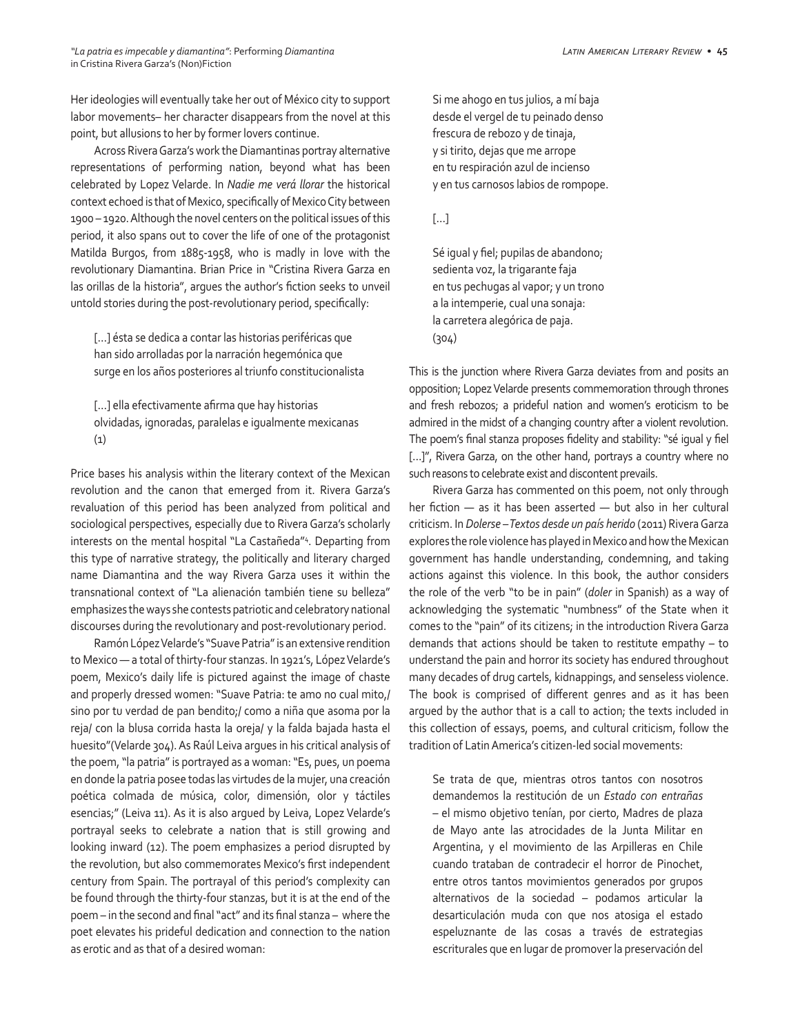Her ideologies will eventually take her out of México city to support labor movements– her character disappears from the novel at this point, but allusions to her by former lovers continue.

Across Rivera Garza's work the Diamantinas portray alternative representations of performing nation, beyond what has been celebrated by Lopez Velarde. In *Nadie me verá llorar* the historical context echoed is that of Mexico, specifically of Mexico City between 1900 – 1920. Although the novel centers on the political issues of this period, it also spans out to cover the life of one of the protagonist Matilda Burgos, from 1885-1958, who is madly in love with the revolutionary Diamantina. Brian Price in "Cristina Rivera Garza en las orillas de la historia", argues the author's fiction seeks to unveil untold stories during the post-revolutionary period, specifically:

> [...] ésta se dedica a contar las historias periféricas que han sido arrolladas por la narración hegemónica que surge en los años posteriores al triunfo constitucionalista
>
> [...] ella efectivamente afirma que hay historias olvidadas, ignoradas, paralelas e igualmente mexicanas (1)

Price bases his analysis within the literary context of the Mexican revolution and the canon that emerged from it. Rivera Garza's revaluation of this period has been analyzed from political and sociological perspectives, especially due to Rivera Garza's scholarly interests on the mental hospital "La Castañeda"[4]. Departing from this type of narrative strategy, the politically and literary charged name Diamantina and the way Rivera Garza uses it within the transnational context of "La alienación también tiene su belleza" emphasizes the ways she contests patriotic and celebratory national discourses during the revolutionary and post-revolutionary period.

Ramón López Velarde's "Suave Patria" is an extensive rendition to Mexico — a total of thirty-four stanzas. In 1921's, López Velarde's poem, Mexico's daily life is pictured against the image of chaste and properly dressed women: "Suave Patria: te amo no cual mito,/ sino por tu verdad de pan bendito;/ como a niña que asoma por la reja/ con la blusa corrida hasta la oreja/ y la falda bajada hasta el huesito"(Velarde 304). As Raúl Leiva argues in his critical analysis of the poem, "la patria" is portrayed as a woman: "Es, pues, un poema en donde la patria posee todas las virtudes de la mujer, una creación poética colmada de música, color, dimensión, olor y táctiles esencias;" (Leiva 11). As it is also argued by Leiva, Lopez Velarde's portrayal seeks to celebrate a nation that is still growing and looking inward (12). The poem emphasizes a period disrupted by the revolution, but also commemorates Mexico's first independent century from Spain. The portrayal of this period's complexity can be found through the thirty-four stanzas, but it is at the end of the poem – in the second and final "act" and its final stanza – where the poet elevates his prideful dedication and connection to the nation as erotic and as that of a desired woman:

> Si me ahogo en tus julios, a mí baja
> desde el vergel de tu peinado denso
> frescura de rebozo y de tinaja,
> y si tirito, dejas que me arrope
> en tu respiración azul de incienso
> y en tus carnosos labios de rompope.
>
> [...]
>
> Sé igual y fiel; pupilas de abandono;
> sedienta voz, la trigarante faja
> en tus pechugas al vapor; y un trono
> a la intemperie, cual una sonaja:
> la carretera alegórica de paja.
> (304)

This is the junction where Rivera Garza deviates from and posits an opposition; Lopez Velarde presents commemoration through thrones and fresh rebozos; a prideful nation and women's eroticism to be admired in the midst of a changing country after a violent revolution. The poem's final stanza proposes fidelity and stability: "sé igual y fiel [...]", Rivera Garza, on the other hand, portrays a country where no such reasons to celebrate exist and discontent prevails.

Rivera Garza has commented on this poem, not only through her fiction — as it has been asserted — but also in her cultural criticism. In *Dolerse – Textos desde un país herido* (2011) Rivera Garza explores the role violence has played in Mexico and how the Mexican government has handle understanding, condemning, and taking actions against this violence. In this book, the author considers the role of the verb "to be in pain" (*doler* in Spanish) as a way of acknowledging the systematic "numbness" of the State when it comes to the "pain" of its citizens; in the introduction Rivera Garza demands that actions should be taken to restitute empathy – to understand the pain and horror its society has endured throughout many decades of drug cartels, kidnappings, and senseless violence. The book is comprised of different genres and as it has been argued by the author that is a call to action; the texts included in this collection of essays, poems, and cultural criticism, follow the tradition of Latin America's citizen-led social movements:

> Se trata de que, mientras otros tantos con nosotros demandemos la restitución de un *Estado con entrañas* – el mismo objetivo tenían, por cierto, Madres de plaza de Mayo ante las atrocidades de la Junta Militar en Argentina, y el movimiento de las Arpilleras en Chile cuando trataban de contradecir el horror de Pinochet, entre otros tantos movimientos generados por grupos alternativos de la sociedad – podamos articular la desarticulación muda con que nos atosiga el estado espeluznante de las cosas a través de estrategias escriturales que en lugar de promover la preservación del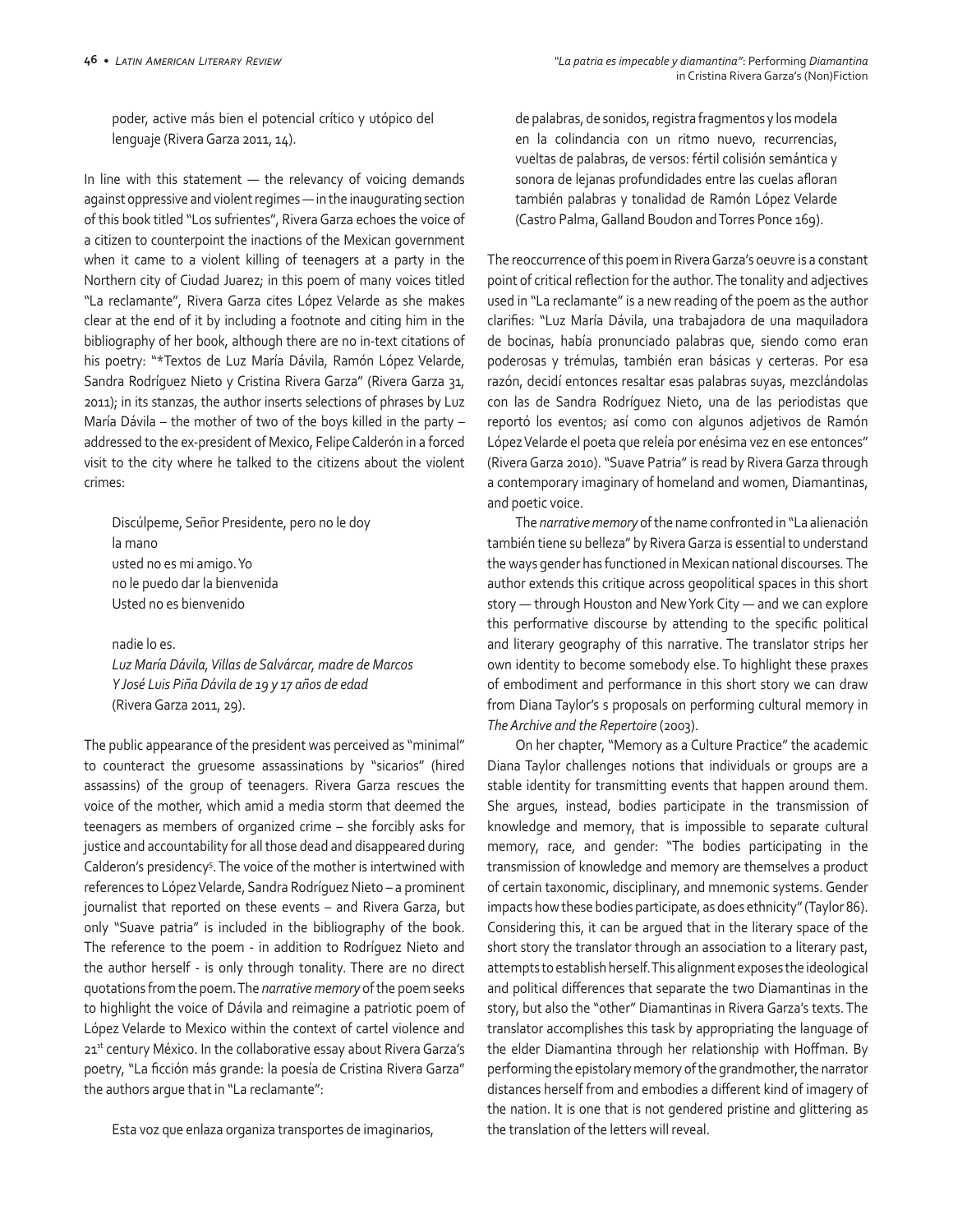poder, active más bien el potencial crítico y utópico del lenguaje (Rivera Garza 2011, 14).

In line with this statement — the relevancy of voicing demands against oppressive and violent regimes — in the inaugurating section of this book titled "Los sufrientes", Rivera Garza echoes the voice of a citizen to counterpoint the inactions of the Mexican government when it came to a violent killing of teenagers at a party in the Northern city of Ciudad Juarez; in this poem of many voices titled "La reclamante", Rivera Garza cites López Velarde as she makes clear at the end of it by including a footnote and citing him in the bibliography of her book, although there are no in-text citations of his poetry: "*Textos de Luz María Dávila, Ramón López Velarde, Sandra Rodríguez Nieto y Cristina Rivera Garza" (Rivera Garza 31, 2011); in its stanzas, the author inserts selections of phrases by Luz María Dávila – the mother of two of the boys killed in the party – addressed to the ex-president of Mexico, Felipe Calderón in a forced visit to the city where he talked to the citizens about the violent crimes:

> Discúlpeme, Señor Presidente, pero no le doy
> la mano
> usted no es mi amigo. Yo
> no le puedo dar la bienvenida
> Usted no es bienvenido
>
> nadie lo es.
> *Luz María Dávila, Villas de Salvárcar, madre de Marcos*
> *Y José Luis Piña Dávila de 19 y 17 años de edad*
> (Rivera Garza 2011, 29).

The public appearance of the president was perceived as "minimal" to counteract the gruesome assassinations by "sicarios" (hired assassins) of the group of teenagers. Rivera Garza rescues the voice of the mother, which amid a media storm that deemed the teenagers as members of organized crime – she forcibly asks for justice and accountability for all those dead and disappeared during Calderon's presidency[5]. The voice of the mother is intertwined with references to López Velarde, Sandra Rodríguez Nieto – a prominent journalist that reported on these events – and Rivera Garza, but only "Suave patria" is included in the bibliography of the book. The reference to the poem - in addition to Rodríguez Nieto and the author herself - is only through tonality. There are no direct quotations from the poem. The *narrative memory* of the poem seeks to highlight the voice of Dávila and reimagine a patriotic poem of López Velarde to Mexico within the context of cartel violence and 21st century México. In the collaborative essay about Rivera Garza's poetry, "La ficción más grande: la poesía de Cristina Rivera Garza" the authors argue that in "La reclamante":

> Esta voz que enlaza organiza transportes de imaginarios, de palabras, de sonidos, registra fragmentos y los modela en la colindancia con un ritmo nuevo, recurrencias, vueltas de palabras, de versos: fértil colisión semántica y sonora de lejanas profundidades entre las cuelas afloran también palabras y tonalidad de Ramón López Velarde (Castro Palma, Galland Boudon and Torres Ponce 169).

The reoccurrence of this poem in Rivera Garza's oeuvre is a constant point of critical reflection for the author. The tonality and adjectives used in "La reclamante" is a new reading of the poem as the author clarifies: "Luz María Dávila, una trabajadora de una maquiladora de bocinas, había pronunciado palabras que, siendo como eran poderosas y trémulas, también eran básicas y certeras. Por esa razón, decidí entonces resaltar esas palabras suyas, mezclándolas con las de Sandra Rodríguez Nieto, una de las periodistas que reportó los eventos; así como con algunos adjetivos de Ramón López Velarde el poeta que releía por enésima vez en ese entonces" (Rivera Garza 2010). "Suave Patria" is read by Rivera Garza through a contemporary imaginary of homeland and women, Diamantinas, and poetic voice.

The *narrative memory* of the name confronted in "La alienación también tiene su belleza" by Rivera Garza is essential to understand the ways gender has functioned in Mexican national discourses. The author extends this critique across geopolitical spaces in this short story — through Houston and New York City — and we can explore this performative discourse by attending to the specific political and literary geography of this narrative. The translator strips her own identity to become somebody else. To highlight these praxes of embodiment and performance in this short story we can draw from Diana Taylor's s proposals on performing cultural memory in *The Archive and the Repertoire* (2003).

On her chapter, "Memory as a Culture Practice" the academic Diana Taylor challenges notions that individuals or groups are a stable identity for transmitting events that happen around them. She argues, instead, bodies participate in the transmission of knowledge and memory, that is impossible to separate cultural memory, race, and gender: "The bodies participating in the transmission of knowledge and memory are themselves a product of certain taxonomic, disciplinary, and mnemonic systems. Gender impacts how these bodies participate, as does ethnicity" (Taylor 86). Considering this, it can be argued that in the literary space of the short story the translator through an association to a literary past, attempts to establish herself. This alignment exposes the ideological and political differences that separate the two Diamantinas in the story, but also the "other" Diamantinas in Rivera Garza's texts. The translator accomplishes this task by appropriating the language of the elder Diamantina through her relationship with Hoffman. By performing the epistolary memory of the grandmother, the narrator distances herself from and embodies a different kind of imagery of the nation. It is one that is not gendered pristine and glittering as the translation of the letters will reveal.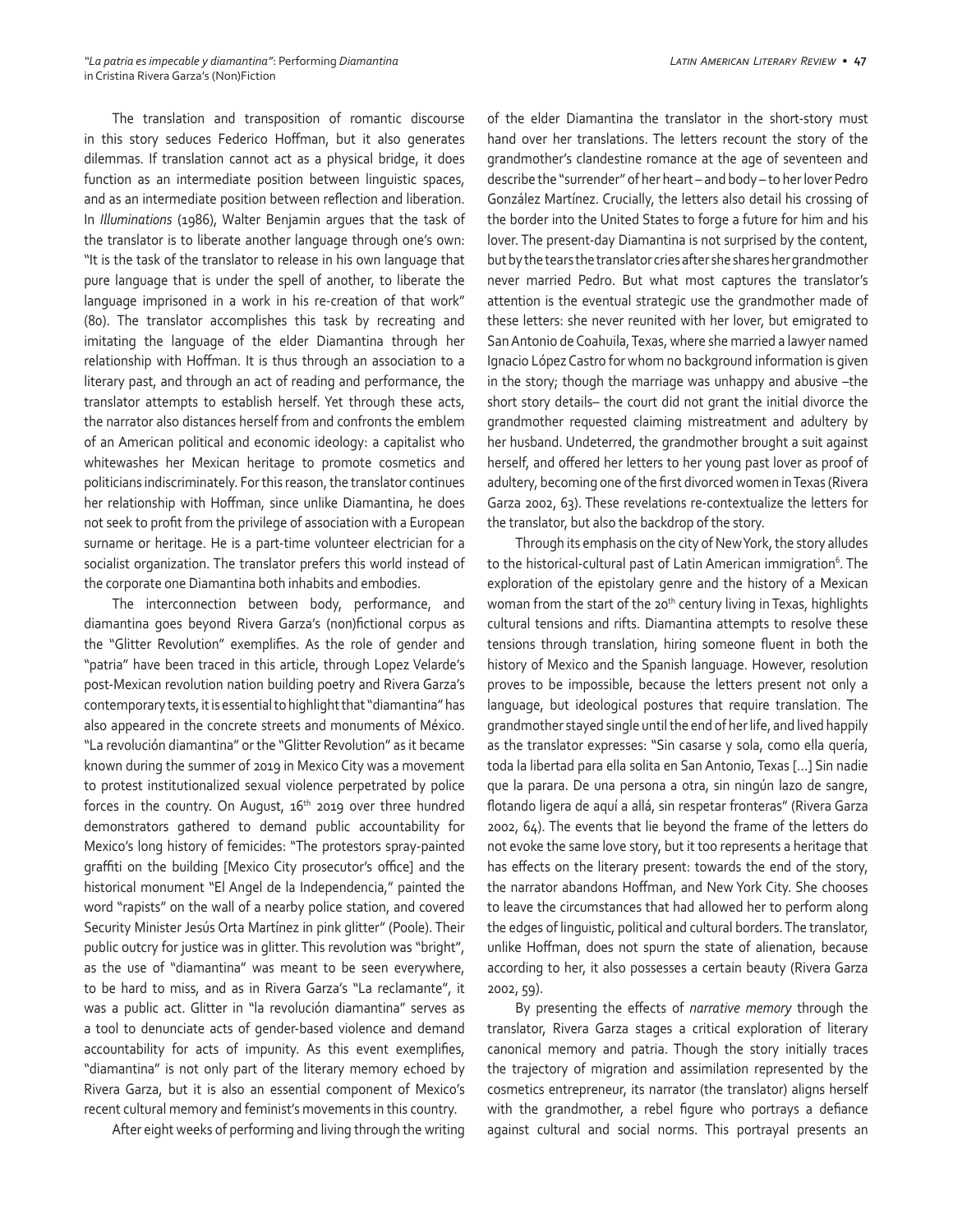The translation and transposition of romantic discourse in this story seduces Federico Hoffman, but it also generates dilemmas. If translation cannot act as a physical bridge, it does function as an intermediate position between linguistic spaces, and as an intermediate position between reflection and liberation. In *Illuminations* (1986), Walter Benjamin argues that the task of the translator is to liberate another language through one's own: "It is the task of the translator to release in his own language that pure language that is under the spell of another, to liberate the language imprisoned in a work in his re-creation of that work" (80). The translator accomplishes this task by recreating and imitating the language of the elder Diamantina through her relationship with Hoffman. It is thus through an association to a literary past, and through an act of reading and performance, the translator attempts to establish herself. Yet through these acts, the narrator also distances herself from and confronts the emblem of an American political and economic ideology: a capitalist who whitewashes her Mexican heritage to promote cosmetics and politicians indiscriminately. For this reason, the translator continues her relationship with Hoffman, since unlike Diamantina, he does not seek to profit from the privilege of association with a European surname or heritage. He is a part-time volunteer electrician for a socialist organization. The translator prefers this world instead of the corporate one Diamantina both inhabits and embodies.

The interconnection between body, performance, and diamantina goes beyond Rivera Garza's (non)fictional corpus as the "Glitter Revolution" exemplifies. As the role of gender and "patria" have been traced in this article, through Lopez Velarde's post-Mexican revolution nation building poetry and Rivera Garza's contemporary texts, it is essential to highlight that "diamantina" has also appeared in the concrete streets and monuments of México. "La revolución diamantina" or the "Glitter Revolution" as it became known during the summer of 2019 in Mexico City was a movement to protest institutionalized sexual violence perpetrated by police forces in the country. On August, 16th 2019 over three hundred demonstrators gathered to demand public accountability for Mexico's long history of femicides: "The protestors spray-painted graffiti on the building [Mexico City prosecutor's office] and the historical monument "El Angel de la Independencia," painted the word "rapists" on the wall of a nearby police station, and covered Security Minister Jesús Orta Martínez in pink glitter" (Poole). Their public outcry for justice was in glitter. This revolution was "bright", as the use of "diamantina" was meant to be seen everywhere, to be hard to miss, and as in Rivera Garza's "La reclamante", it was a public act. Glitter in "la revolución diamantina" serves as a tool to denunciate acts of gender-based violence and demand accountability for acts of impunity. As this event exemplifies, "diamantina" is not only part of the literary memory echoed by Rivera Garza, but it is also an essential component of Mexico's recent cultural memory and feminist's movements in this country.

After eight weeks of performing and living through the writing of the elder Diamantina the translator in the short-story must hand over her translations. The letters recount the story of the grandmother's clandestine romance at the age of seventeen and describe the "surrender" of her heart – and body – to her lover Pedro González Martínez. Crucially, the letters also detail his crossing of the border into the United States to forge a future for him and his lover. The present-day Diamantina is not surprised by the content, but by the tears the translator cries after she shares her grandmother never married Pedro. But what most captures the translator's attention is the eventual strategic use the grandmother made of these letters: she never reunited with her lover, but emigrated to San Antonio de Coahuila, Texas, where she married a lawyer named Ignacio López Castro for whom no background information is given in the story; though the marriage was unhappy and abusive –the short story details– the court did not grant the initial divorce the grandmother requested claiming mistreatment and adultery by her husband. Undeterred, the grandmother brought a suit against herself, and offered her letters to her young past lover as proof of adultery, becoming one of the first divorced women in Texas (Rivera Garza 2002, 63). These revelations re-contextualize the letters for the translator, but also the backdrop of the story.

Through its emphasis on the city of New York, the story alludes to the historical-cultural past of Latin American immigration[6]. The exploration of the epistolary genre and the history of a Mexican woman from the start of the 20th century living in Texas, highlights cultural tensions and rifts. Diamantina attempts to resolve these tensions through translation, hiring someone fluent in both the history of Mexico and the Spanish language. However, resolution proves to be impossible, because the letters present not only a language, but ideological postures that require translation. The grandmother stayed single until the end of her life, and lived happily as the translator expresses: "Sin casarse y sola, como ella quería, toda la libertad para ella solita en San Antonio, Texas [...] Sin nadie que la parara. De una persona a otra, sin ningún lazo de sangre, flotando ligera de aquí a allá, sin respetar fronteras" (Rivera Garza 2002, 64). The events that lie beyond the frame of the letters do not evoke the same love story, but it too represents a heritage that has effects on the literary present: towards the end of the story, the narrator abandons Hoffman, and New York City. She chooses to leave the circumstances that had allowed her to perform along the edges of linguistic, political and cultural borders. The translator, unlike Hoffman, does not spurn the state of alienation, because according to her, it also possesses a certain beauty (Rivera Garza 2002, 59).

By presenting the effects of *narrative memory* through the translator, Rivera Garza stages a critical exploration of literary canonical memory and patria. Though the story initially traces the trajectory of migration and assimilation represented by the cosmetics entrepreneur, its narrator (the translator) aligns herself with the grandmother, a rebel figure who portrays a defiance against cultural and social norms. This portrayal presents an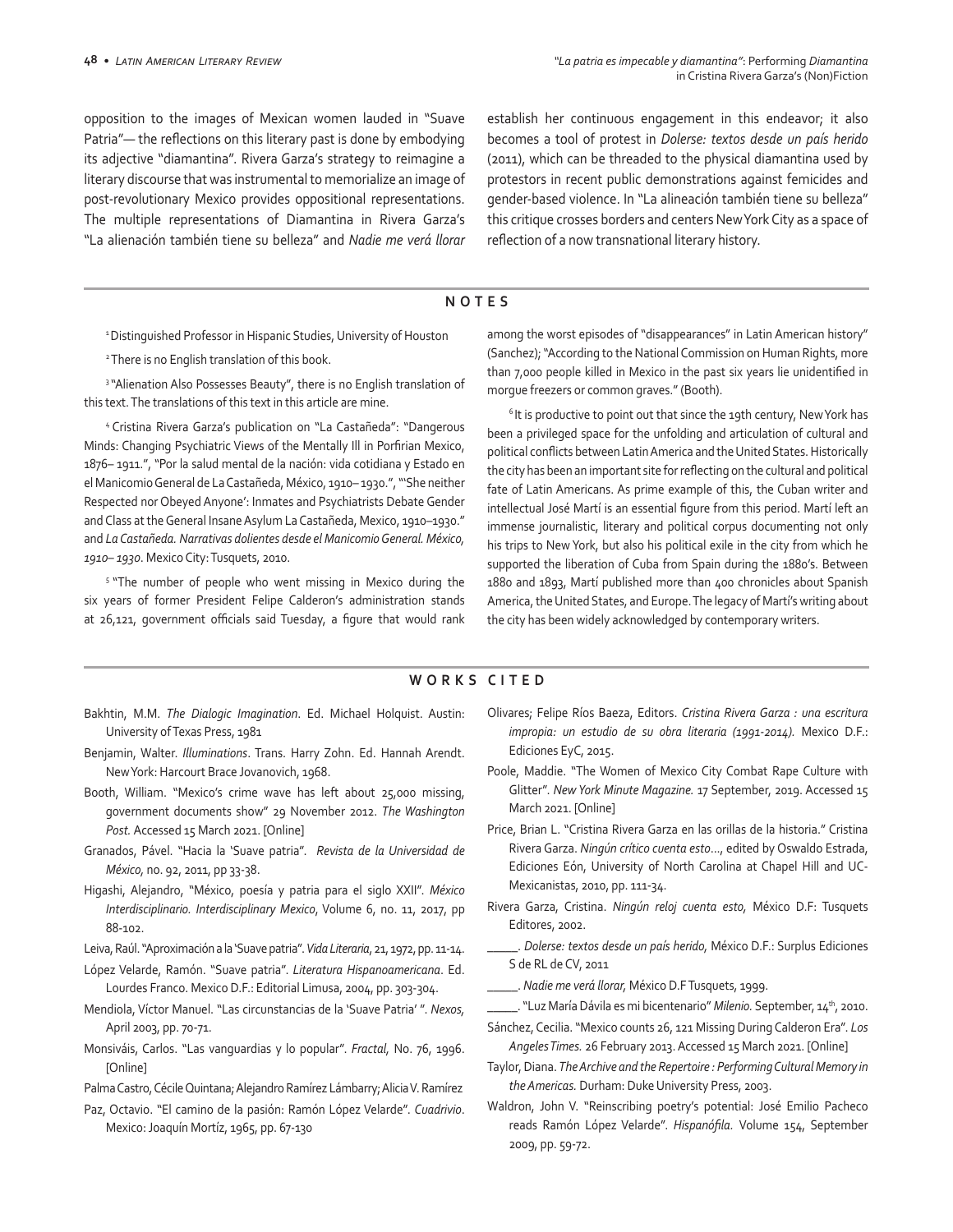opposition to the images of Mexican women lauded in "Suave Patria"— the reflections on this literary past is done by embodying its adjective "diamantina". Rivera Garza's strategy to reimagine a literary discourse that was instrumental to memorialize an image of post-revolutionary Mexico provides oppositional representations. The multiple representations of Diamantina in Rivera Garza's "La alienación también tiene su belleza" and *Nadie me verá llorar* establish her continuous engagement in this endeavor; it also becomes a tool of protest in *Dolerse: textos desde un país herido* (2011), which can be threaded to the physical diamantina used by protestors in recent public demonstrations against femicides and gender-based violence. In "La alineación también tiene su belleza" this critique crosses borders and centers New York City as a space of reflection of a now transnational literary history.

## NOTES

[1] Distinguished Professor in Hispanic Studies, University of Houston

[2] There is no English translation of this book.

[3] "Alienation Also Possesses Beauty", there is no English translation of this text. The translations of this text in this article are mine.

[4] Cristina Rivera Garza's publication on "La Castañeda": "Dangerous Minds: Changing Psychiatric Views of the Mentally Ill in Porfirian Mexico, 1876– 1911.", "Por la salud mental de la nación: vida cotidiana y Estado en el Manicomio General de La Castañeda, México, 1910– 1930.", "'She neither Respected nor Obeyed Anyone': Inmates and Psychiatrists Debate Gender and Class at the General Insane Asylum La Castañeda, Mexico, 1910–1930." and *La Castañeda. Narrativas dolientes desde el Manicomio General. México, 1910– 1930*. Mexico City: Tusquets, 2010.

[5] "The number of people who went missing in Mexico during the six years of former President Felipe Calderon's administration stands at 26,121, government officials said Tuesday, a figure that would rank among the worst episodes of "disappearances" in Latin American history" (Sanchez); "According to the National Commission on Human Rights, more than 7,000 people killed in Mexico in the past six years lie unidentified in morgue freezers or common graves." (Booth).

[6] It is productive to point out that since the 19th century, New York has been a privileged space for the unfolding and articulation of cultural and political conflicts between Latin America and the United States. Historically the city has been an important site for reflecting on the cultural and political fate of Latin Americans. As prime example of this, the Cuban writer and intellectual José Martí is an essential figure from this period. Martí left an immense journalistic, literary and political corpus documenting not only his trips to New York, but also his political exile in the city from which he supported the liberation of Cuba from Spain during the 1880's. Between 1880 and 1893, Martí published more than 400 chronicles about Spanish America, the United States, and Europe. The legacy of Martí's writing about the city has been widely acknowledged by contemporary writers.

## WORKS CITED

Bakhtin, M.M. *The Dialogic Imagination*. Ed. Michael Holquist. Austin: University of Texas Press, 1981

Benjamin, Walter. *Illuminations*. Trans. Harry Zohn. Ed. Hannah Arendt. New York: Harcourt Brace Jovanovich, 1968.

Booth, William. "Mexico's crime wave has left about 25,000 missing, government documents show" 29 November 2012. *The Washington Post.* Accessed 15 March 2021. [Online]

Granados, Pável. "Hacia la 'Suave patria". *Revista de la Universidad de México*, no. 92, 2011, pp 33-38.

Higashi, Alejandro, "México, poesía y patria para el siglo XXII". *México Interdisciplinario. Interdisciplinary Mexico*, Volume 6, no. 11, 2017, pp 88-102.

Leiva, Raúl. "Aproximación a la 'Suave patria". *Vida Literaria*, 21, 1972, pp. 11-14.

López Velarde, Ramón. "Suave patria". *Literatura Hispanoamericana*. Ed. Lourdes Franco. Mexico D.F.: Editorial Limusa, 2004, pp. 303-304.

Mendiola, Víctor Manuel. "Las circunstancias de la 'Suave Patria' ". *Nexos*, April 2003, pp. 70-71.

Monsiváis, Carlos. "Las vanguardias y lo popular". *Fractal*, No. 76, 1996. [Online]

Palma Castro, Cécile Quintana; Alejandro Ramírez Lámbarry; Alicia V. Ramírez Olivares; Felipe Ríos Baeza, Editors. *Cristina Rivera Garza : una escritura impropia: un estudio de su obra literaria (1991-2014)*. Mexico D.F.: Ediciones EyC, 2015.

Paz, Octavio. "El camino de la pasión: Ramón López Velarde". *Cuadrivio*. Mexico: Joaquín Mortíz, 1965, pp. 67-130

Poole, Maddie. "The Women of Mexico City Combat Rape Culture with Glitter". *New York Minute Magazine.* 17 September, 2019. Accessed 15 March 2021. [Online]

Price, Brian L. "Cristina Rivera Garza en las orillas de la historia." Cristina Rivera Garza. *Ningún crítico cuenta esto*..., edited by Oswaldo Estrada, Ediciones Eón, University of North Carolina at Chapel Hill and UC-Mexicanistas, 2010, pp. 111-34.

Rivera Garza, Cristina. *Ningún reloj cuenta esto*, México D.F: Tusquets Editores, 2002.

_____. *Dolerse: textos desde un país herido*, México D.F.: Surplus Ediciones S de RL de CV, 2011

_____. *Nadie me verá llorar*, México D.F Tusquets, 1999.

_____. "Luz María Dávila es mi bicentenario" *Milenio.* September, 14th, 2010.

Sánchez, Cecilia. "Mexico counts 26, 121 Missing During Calderon Era". *Los Angeles Times.* 26 February 2013. Accessed 15 March 2021. [Online]

Taylor, Diana. *The Archive and the Repertoire : Performing Cultural Memory in the Americas.* Durham: Duke University Press, 2003.

Waldron, John V. "Reinscribing poetry's potential: José Emilio Pacheco reads Ramón López Velarde". *Hispanófila*. Volume 154, September 2009, pp. 59-72.